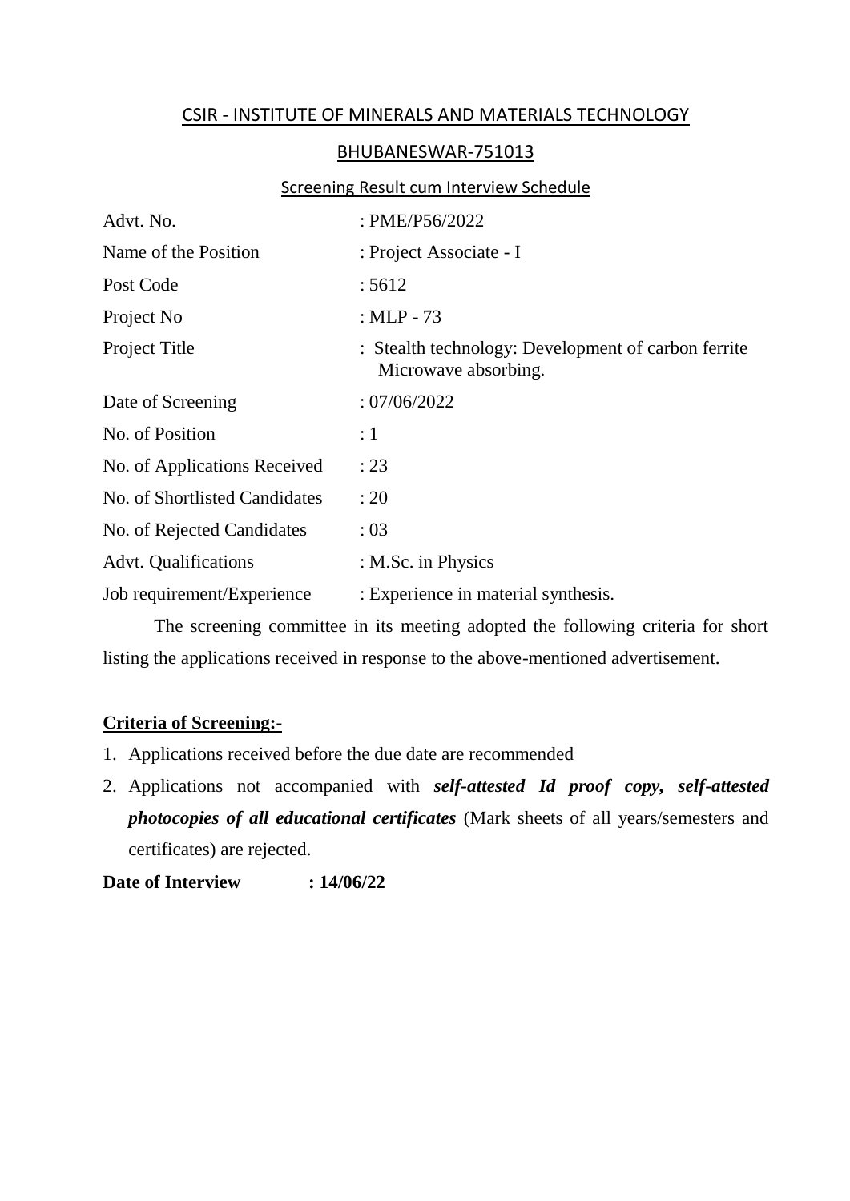## CSIR - INSTITUTE OF MINERALS AND MATERIALS TECHNOLOGY

## BHUBANESWAR-751013

### Screening Result cum Interview Schedule

| | |
|---|---|
| Advt. No. | : PME/P56/2022 |
| Name of the Position | : Project Associate - I |
| Post Code | : 5612 |
| Project No | : MLP - 73 |
| Project Title | : Stealth technology: Development of carbon ferrite Microwave absorbing. |
| Date of Screening | : 07/06/2022 |
| No. of Position | : 1 |
| No. of Applications Received | : 23 |
| No. of Shortlisted Candidates | : 20 |
| No. of Rejected Candidates | : 03 |
| Advt. Qualifications | : M.Sc. in Physics |
| Job requirement/Experience | : Experience in material synthesis. |

The screening committee in its meeting adopted the following criteria for short listing the applications received in response to the above-mentioned advertisement.

**Criteria of Screening:-**

1. Applications received before the due date are recommended
2. Applications not accompanied with ***self-attested Id proof copy, self-attested photocopies of all educational certificates*** (Mark sheets of all years/semesters and certificates) are rejected.

**Date of Interview : 14/06/22**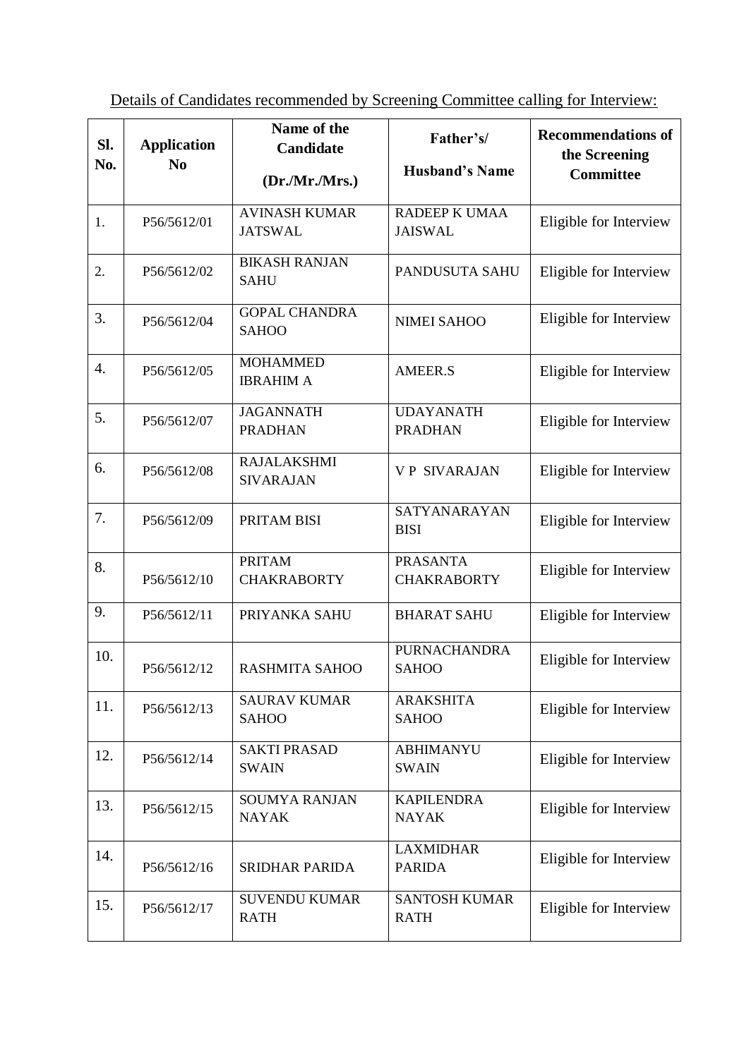Details of Candidates recommended by Screening Committee calling for Interview:

| Sl. No. | Application No | Name of the Candidate (Dr./Mr./Mrs.) | Father's/ Husband's Name | Recommendations of the Screening Committee |
|---|---|---|---|---|
| 1. | P56/5612/01 | AVINASH KUMAR JATSWAL | RADEEP K UMAA JAISWAL | Eligible for Interview |
| 2. | P56/5612/02 | BIKASH RANJAN SAHU | PANDUSUTA SAHU | Eligible for Interview |
| 3. | P56/5612/04 | GOPAL CHANDRA SAHOO | NIMEI SAHOO | Eligible for Interview |
| 4. | P56/5612/05 | MOHAMMED IBRAHIM A | AMEER.S | Eligible for Interview |
| 5. | P56/5612/07 | JAGANNATH PRADHAN | UDAYANATH PRADHAN | Eligible for Interview |
| 6. | P56/5612/08 | RAJALAKSHMI SIVARAJAN | V P SIVARAJAN | Eligible for Interview |
| 7. | P56/5612/09 | PRITAM BISI | SATYANARAYAN BISI | Eligible for Interview |
| 8. | P56/5612/10 | PRITAM CHAKRABORTY | PRASANTA CHAKRABORTY | Eligible for Interview |
| 9. | P56/5612/11 | PRIYANKA SAHU | BHARAT SAHU | Eligible for Interview |
| 10. | P56/5612/12 | RASHMITA SAHOO | PURNACHANDRA SAHOO | Eligible for Interview |
| 11. | P56/5612/13 | SAURAV KUMAR SAHOO | ARAKSHITA SAHOO | Eligible for Interview |
| 12. | P56/5612/14 | SAKTI PRASAD SWAIN | ABHIMANYU SWAIN | Eligible for Interview |
| 13. | P56/5612/15 | SOUMYA RANJAN NAYAK | KAPILENDRA NAYAK | Eligible for Interview |
| 14. | P56/5612/16 | SRIDHAR PARIDA | LAXMIDHAR PARIDA | Eligible for Interview |
| 15. | P56/5612/17 | SUVENDU KUMAR RATH | SANTOSH KUMAR RATH | Eligible for Interview |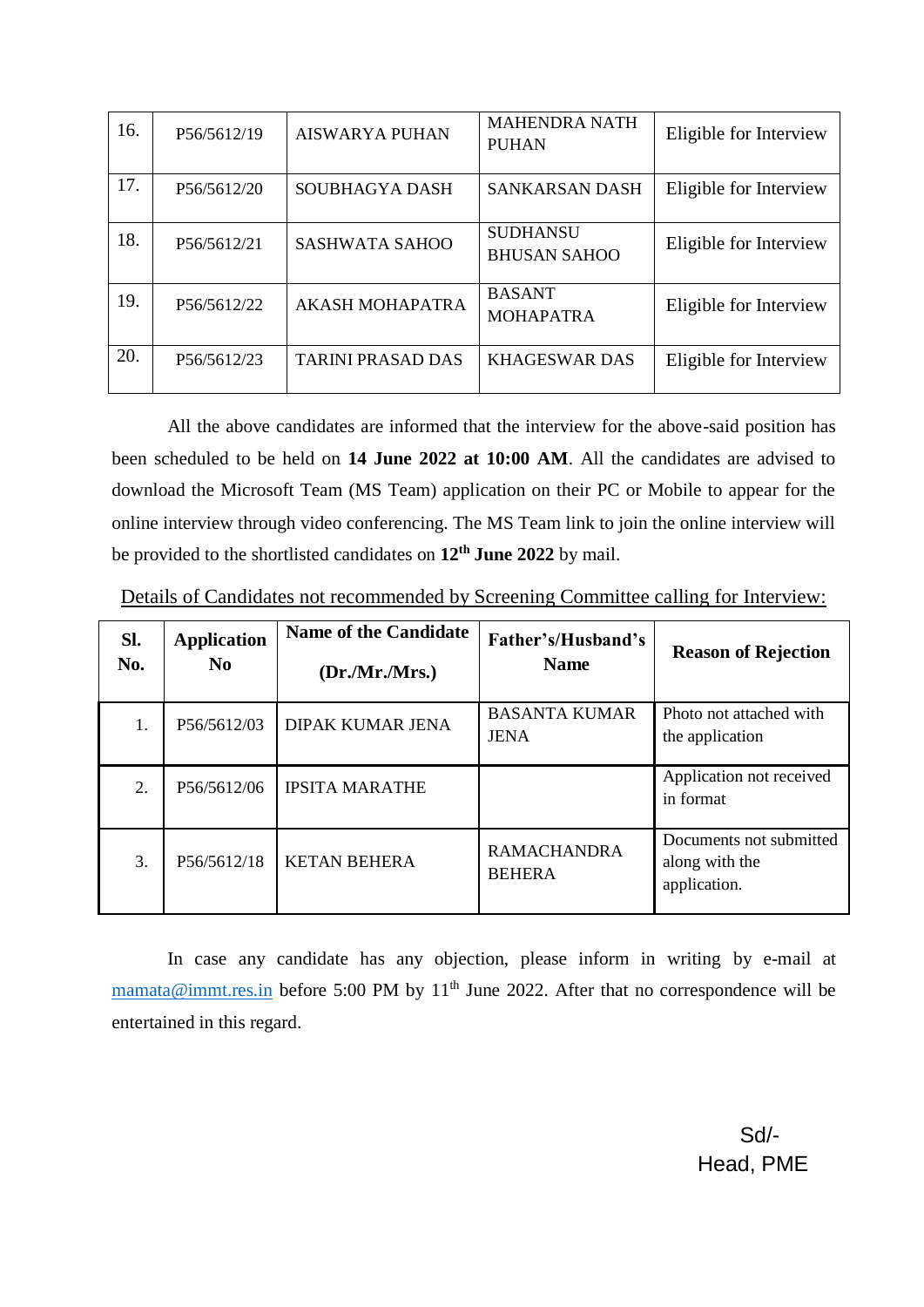| | | | | |
|---|---|---|---|---|
| 16. | P56/5612/19 | AISWARYA PUHAN | MAHENDRA NATH PUHAN | Eligible for Interview |
| 17. | P56/5612/20 | SOUBHAGYA DASH | SANKARSAN DASH | Eligible for Interview |
| 18. | P56/5612/21 | SASHWATA SAHOO | SUDHANSU BHUSAN SAHOO | Eligible for Interview |
| 19. | P56/5612/22 | AKASH MOHAPATRA | BASANT MOHAPATRA | Eligible for Interview |
| 20. | P56/5612/23 | TARINI PRASAD DAS | KHAGESWAR DAS | Eligible for Interview |

All the above candidates are informed that the interview for the above-said position has been scheduled to be held on **14 June 2022 at 10:00 AM**. All the candidates are advised to download the Microsoft Team (MS Team) application on their PC or Mobile to appear for the online interview through video conferencing. The MS Team link to join the online interview will be provided to the shortlisted candidates on **12th June 2022** by mail.

Details of Candidates not recommended by Screening Committee calling for Interview:

| Sl. No. | Application No | Name of the Candidate (Dr./Mr./Mrs.) | Father's/Husband's Name | Reason of Rejection |
|---|---|---|---|---|
| 1. | P56/5612/03 | DIPAK KUMAR JENA | BASANTA KUMAR JENA | Photo not attached with the application |
| 2. | P56/5612/06 | IPSITA MARATHE | | Application not received in format |
| 3. | P56/5612/18 | KETAN BEHERA | RAMACHANDRA BEHERA | Documents not submitted along with the application. |

In case any candidate has any objection, please inform in writing by e-mail at mamata@immt.res.in before 5:00 PM by 11th June 2022. After that no correspondence will be entertained in this regard.

Sd/-
Head, PME